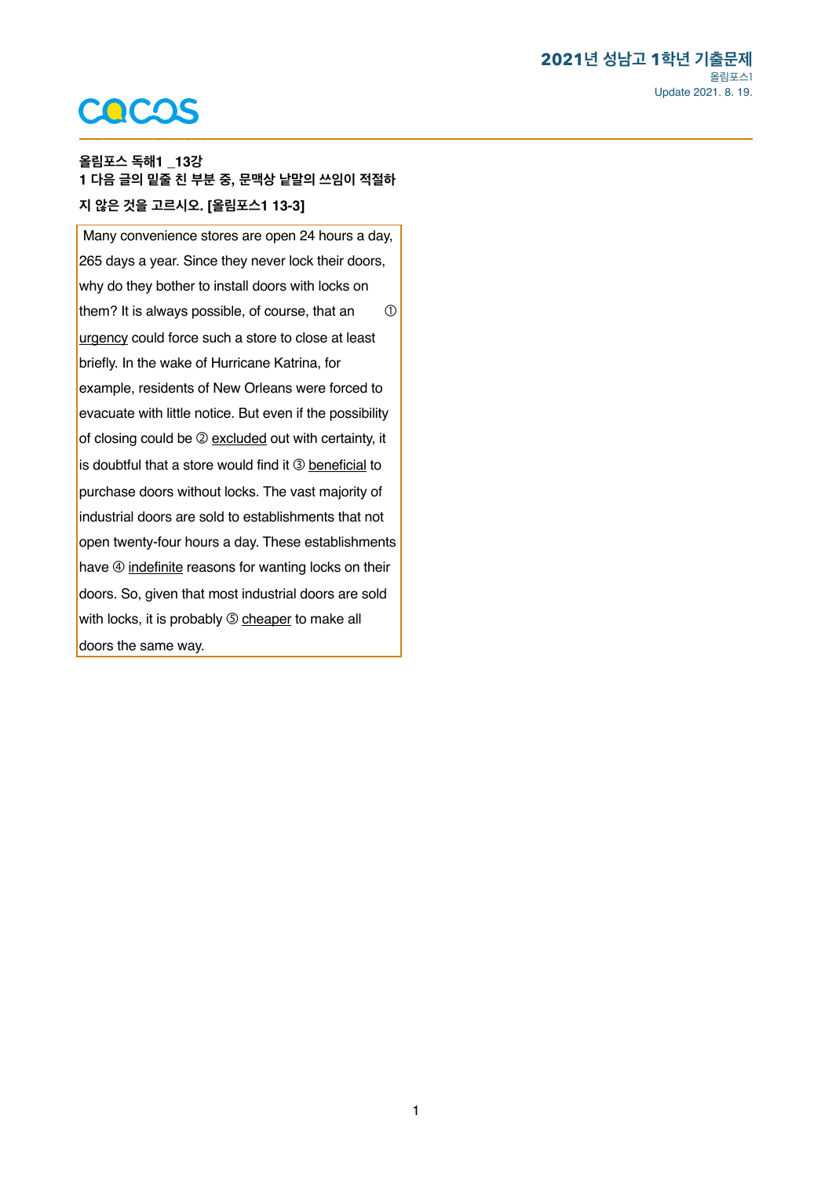# 2021년 성남고 1학년 기출문제

올림포스1
Update 2021. 8. 19.

**올림포스 독해1 _13강**

**1 다음 글의 밑줄 친 부분 중, 문맥상 낱말의 쓰임이 적절하지 않은 것을 고르시오. [올림포스1 13-3]**

Many convenience stores are open 24 hours a day, 265 days a year. Since they never lock their doors, why do they bother to install doors with locks on them? It is always possible, of course, that an ① <u>urgency</u> could force such a store to close at least briefly. In the wake of Hurricane Katrina, for example, residents of New Orleans were forced to evacuate with little notice. But even if the possibility of closing could be ② <u>excluded</u> out with certainty, it is doubtful that a store would find it ③ <u>beneficial</u> to purchase doors without locks. The vast majority of industrial doors are sold to establishments that not open twenty-four hours a day. These establishments have ④ <u>indefinite</u> reasons for wanting locks on their doors. So, given that most industrial doors are sold with locks, it is probably ⑤ <u>cheaper</u> to make all doors the same way.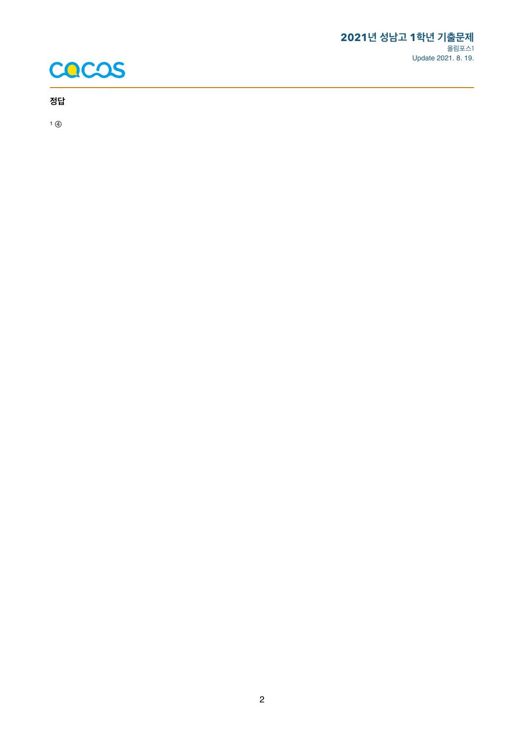**정답**

1 ④